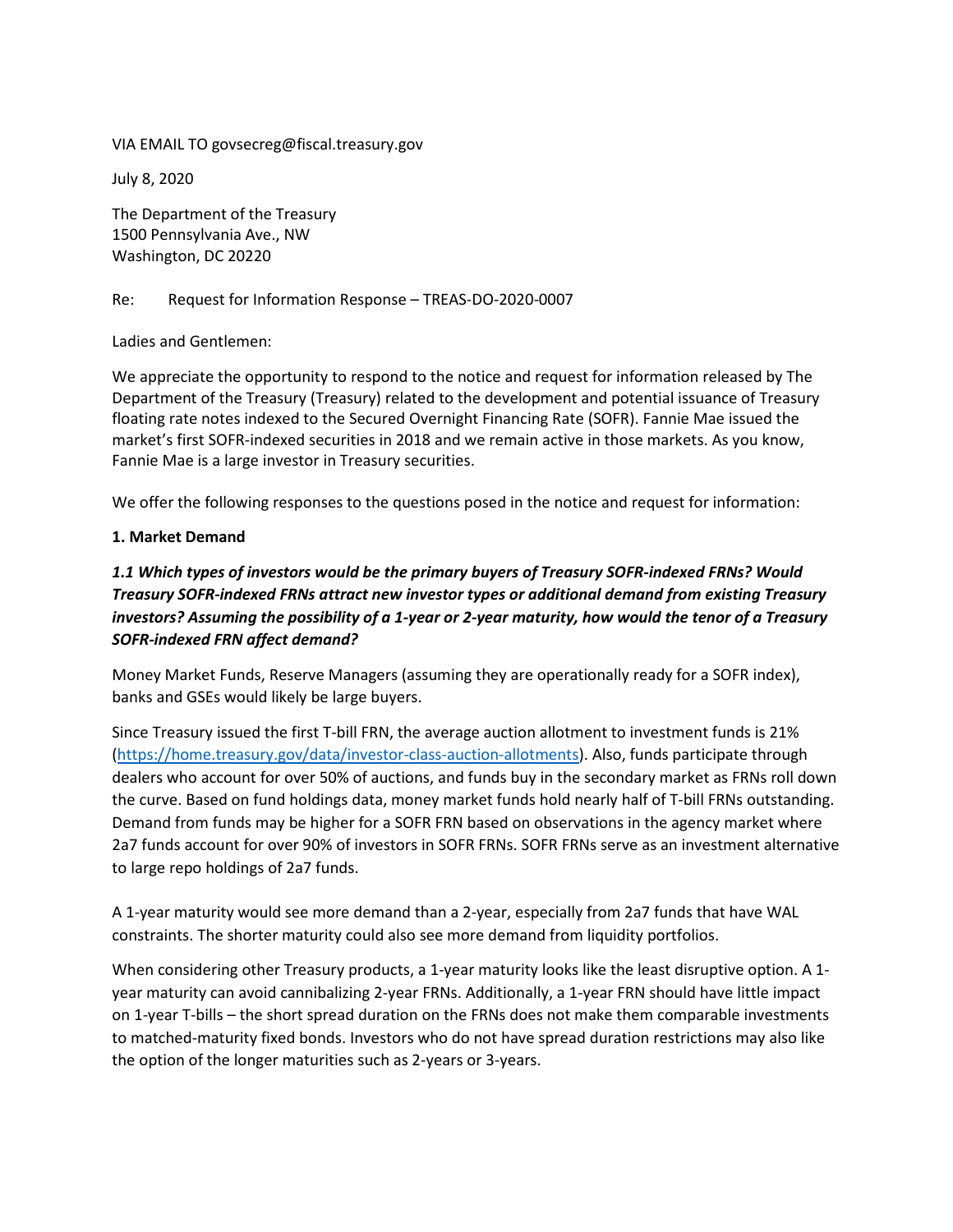VIA EMAIL TO govsecreg@fiscal.treasury.gov

July 8, 2020

The Department of the Treasury
1500 Pennsylvania Ave., NW
Washington, DC 20220

Re: Request for Information Response – TREAS-DO-2020-0007

Ladies and Gentlemen:

We appreciate the opportunity to respond to the notice and request for information released by The Department of the Treasury (Treasury) related to the development and potential issuance of Treasury floating rate notes indexed to the Secured Overnight Financing Rate (SOFR). Fannie Mae issued the market's first SOFR-indexed securities in 2018 and we remain active in those markets. As you know, Fannie Mae is a large investor in Treasury securities.

We offer the following responses to the questions posed in the notice and request for information:

**1. Market Demand**

***1.1 Which types of investors would be the primary buyers of Treasury SOFR-indexed FRNs? Would Treasury SOFR-indexed FRNs attract new investor types or additional demand from existing Treasury investors? Assuming the possibility of a 1-year or 2-year maturity, how would the tenor of a Treasury SOFR-indexed FRN affect demand?***

Money Market Funds, Reserve Managers (assuming they are operationally ready for a SOFR index), banks and GSEs would likely be large buyers.

Since Treasury issued the first T-bill FRN, the average auction allotment to investment funds is 21% (https://home.treasury.gov/data/investor-class-auction-allotments). Also, funds participate through dealers who account for over 50% of auctions, and funds buy in the secondary market as FRNs roll down the curve. Based on fund holdings data, money market funds hold nearly half of T-bill FRNs outstanding. Demand from funds may be higher for a SOFR FRN based on observations in the agency market where 2a7 funds account for over 90% of investors in SOFR FRNs. SOFR FRNs serve as an investment alternative to large repo holdings of 2a7 funds.

A 1-year maturity would see more demand than a 2-year, especially from 2a7 funds that have WAL constraints. The shorter maturity could also see more demand from liquidity portfolios.

When considering other Treasury products, a 1-year maturity looks like the least disruptive option. A 1-year maturity can avoid cannibalizing 2-year FRNs. Additionally, a 1-year FRN should have little impact on 1-year T-bills – the short spread duration on the FRNs does not make them comparable investments to matched-maturity fixed bonds. Investors who do not have spread duration restrictions may also like the option of the longer maturities such as 2-years or 3-years.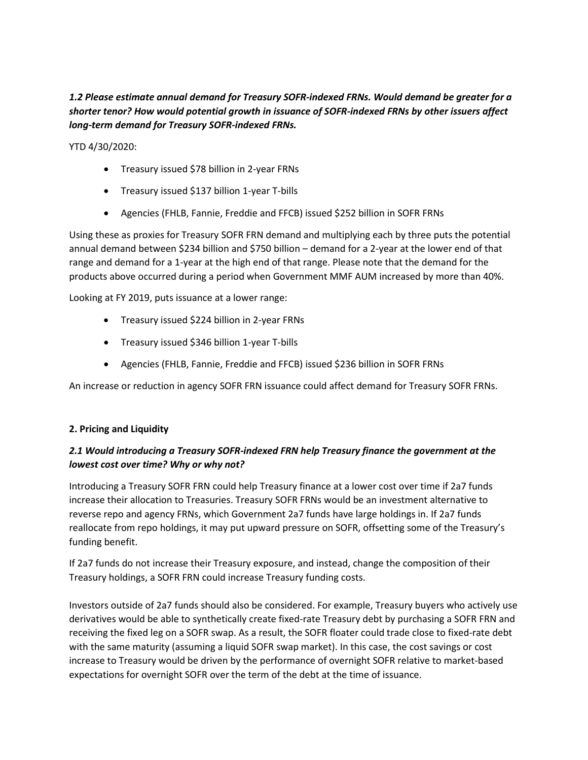***1.2 Please estimate annual demand for Treasury SOFR-indexed FRNs. Would demand be greater for a shorter tenor? How would potential growth in issuance of SOFR-indexed FRNs by other issuers affect long-term demand for Treasury SOFR-indexed FRNs.***

YTD 4/30/2020:

- Treasury issued $78 billion in 2-year FRNs
- Treasury issued $137 billion 1-year T-bills
- Agencies (FHLB, Fannie, Freddie and FFCB) issued $252 billion in SOFR FRNs

Using these as proxies for Treasury SOFR FRN demand and multiplying each by three puts the potential annual demand between $234 billion and $750 billion – demand for a 2-year at the lower end of that range and demand for a 1-year at the high end of that range. Please note that the demand for the products above occurred during a period when Government MMF AUM increased by more than 40%.

Looking at FY 2019, puts issuance at a lower range:

- Treasury issued $224 billion in 2-year FRNs
- Treasury issued $346 billion 1-year T-bills
- Agencies (FHLB, Fannie, Freddie and FFCB) issued $236 billion in SOFR FRNs

An increase or reduction in agency SOFR FRN issuance could affect demand for Treasury SOFR FRNs.

## 2. Pricing and Liquidity

***2.1 Would introducing a Treasury SOFR-indexed FRN help Treasury finance the government at the lowest cost over time? Why or why not?***

Introducing a Treasury SOFR FRN could help Treasury finance at a lower cost over time if 2a7 funds increase their allocation to Treasuries. Treasury SOFR FRNs would be an investment alternative to reverse repo and agency FRNs, which Government 2a7 funds have large holdings in. If 2a7 funds reallocate from repo holdings, it may put upward pressure on SOFR, offsetting some of the Treasury's funding benefit.

If 2a7 funds do not increase their Treasury exposure, and instead, change the composition of their Treasury holdings, a SOFR FRN could increase Treasury funding costs.

Investors outside of 2a7 funds should also be considered. For example, Treasury buyers who actively use derivatives would be able to synthetically create fixed-rate Treasury debt by purchasing a SOFR FRN and receiving the fixed leg on a SOFR swap. As a result, the SOFR floater could trade close to fixed-rate debt with the same maturity (assuming a liquid SOFR swap market). In this case, the cost savings or cost increase to Treasury would be driven by the performance of overnight SOFR relative to market-based expectations for overnight SOFR over the term of the debt at the time of issuance.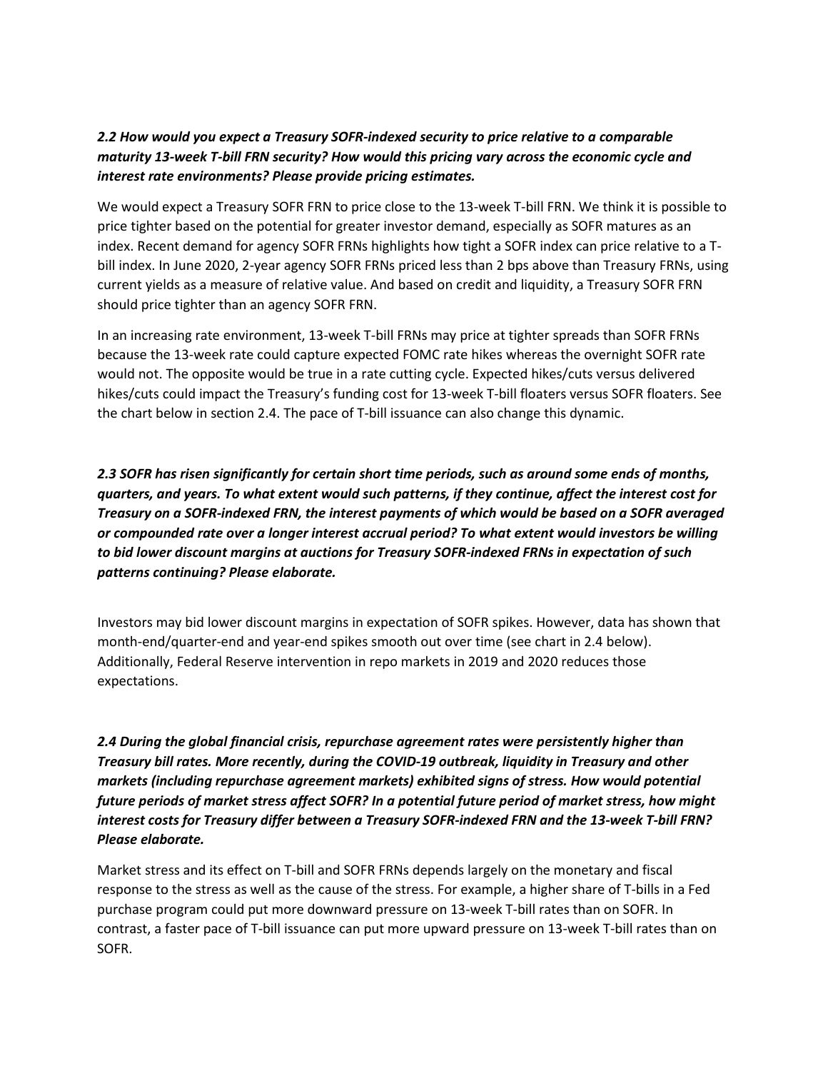***2.2 How would you expect a Treasury SOFR-indexed security to price relative to a comparable maturity 13-week T-bill FRN security? How would this pricing vary across the economic cycle and interest rate environments? Please provide pricing estimates.***

We would expect a Treasury SOFR FRN to price close to the 13-week T-bill FRN. We think it is possible to price tighter based on the potential for greater investor demand, especially as SOFR matures as an index. Recent demand for agency SOFR FRNs highlights how tight a SOFR index can price relative to a T-bill index. In June 2020, 2-year agency SOFR FRNs priced less than 2 bps above than Treasury FRNs, using current yields as a measure of relative value. And based on credit and liquidity, a Treasury SOFR FRN should price tighter than an agency SOFR FRN.

In an increasing rate environment, 13-week T-bill FRNs may price at tighter spreads than SOFR FRNs because the 13-week rate could capture expected FOMC rate hikes whereas the overnight SOFR rate would not. The opposite would be true in a rate cutting cycle. Expected hikes/cuts versus delivered hikes/cuts could impact the Treasury's funding cost for 13-week T-bill floaters versus SOFR floaters. See the chart below in section 2.4. The pace of T-bill issuance can also change this dynamic.

***2.3 SOFR has risen significantly for certain short time periods, such as around some ends of months, quarters, and years. To what extent would such patterns, if they continue, affect the interest cost for Treasury on a SOFR-indexed FRN, the interest payments of which would be based on a SOFR averaged or compounded rate over a longer interest accrual period? To what extent would investors be willing to bid lower discount margins at auctions for Treasury SOFR-indexed FRNs in expectation of such patterns continuing? Please elaborate.***

Investors may bid lower discount margins in expectation of SOFR spikes. However, data has shown that month-end/quarter-end and year-end spikes smooth out over time (see chart in 2.4 below). Additionally, Federal Reserve intervention in repo markets in 2019 and 2020 reduces those expectations.

***2.4 During the global financial crisis, repurchase agreement rates were persistently higher than Treasury bill rates. More recently, during the COVID-19 outbreak, liquidity in Treasury and other markets (including repurchase agreement markets) exhibited signs of stress. How would potential future periods of market stress affect SOFR? In a potential future period of market stress, how might interest costs for Treasury differ between a Treasury SOFR-indexed FRN and the 13-week T-bill FRN? Please elaborate.***

Market stress and its effect on T-bill and SOFR FRNs depends largely on the monetary and fiscal response to the stress as well as the cause of the stress. For example, a higher share of T-bills in a Fed purchase program could put more downward pressure on 13-week T-bill rates than on SOFR. In contrast, a faster pace of T-bill issuance can put more upward pressure on 13-week T-bill rates than on SOFR.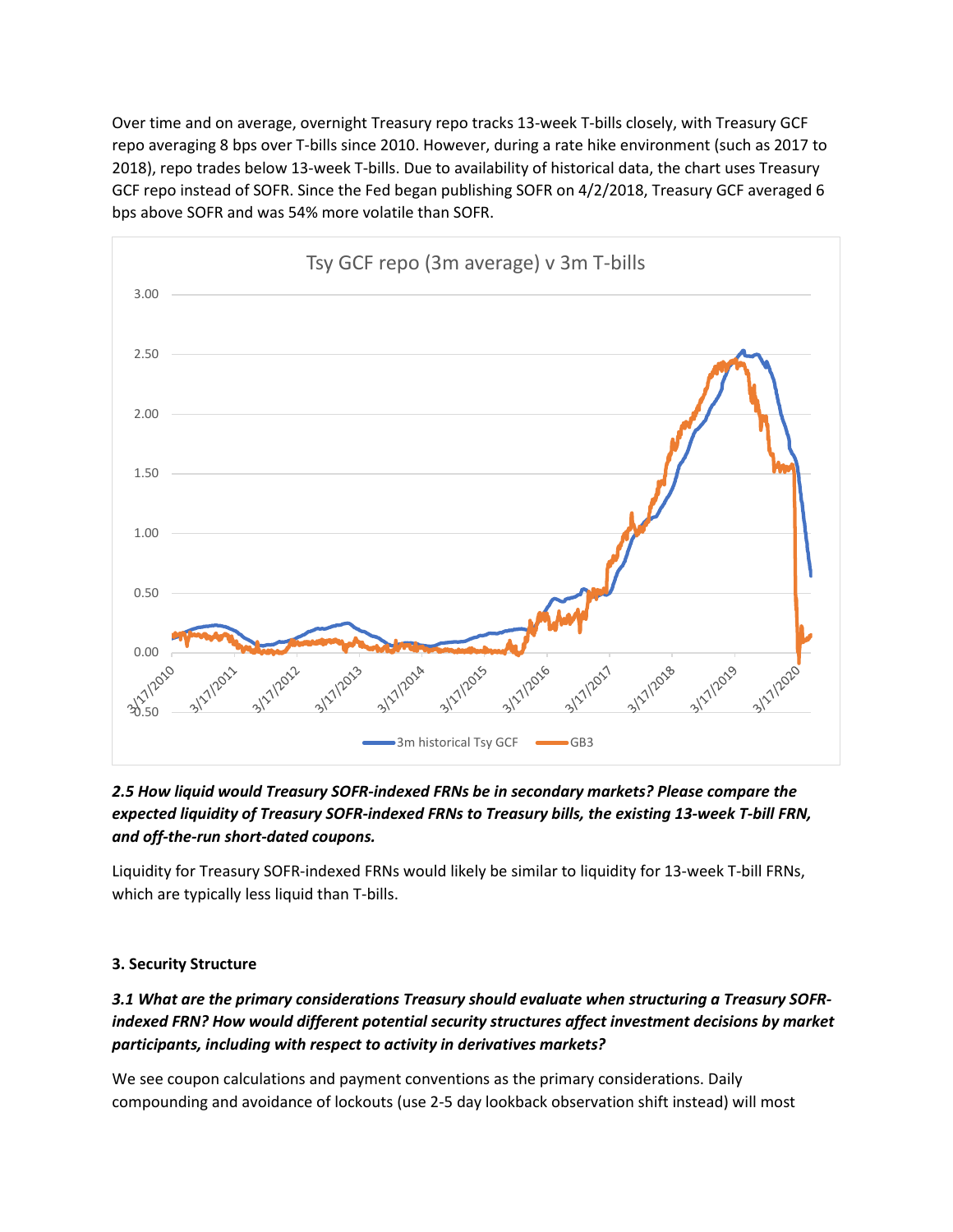Over time and on average, overnight Treasury repo tracks 13-week T-bills closely, with Treasury GCF repo averaging 8 bps over T-bills since 2010. However, during a rate hike environment (such as 2017 to 2018), repo trades below 13-week T-bills. Due to availability of historical data, the chart uses Treasury GCF repo instead of SOFR. Since the Fed began publishing SOFR on 4/2/2018, Treasury GCF averaged 6 bps above SOFR and was 54% more volatile than SOFR.

### *2.5 How liquid would Treasury SOFR-indexed FRNs be in secondary markets? Please compare the expected liquidity of Treasury SOFR-indexed FRNs to Treasury bills, the existing 13-week T-bill FRN, and off-the-run short-dated coupons.*

Liquidity for Treasury SOFR-indexed FRNs would likely be similar to liquidity for 13-week T-bill FRNs, which are typically less liquid than T-bills.

## 3. Security Structure

### *3.1 What are the primary considerations Treasury should evaluate when structuring a Treasury SOFR-indexed FRN? How would different potential security structures affect investment decisions by market participants, including with respect to activity in derivatives markets?*

We see coupon calculations and payment conventions as the primary considerations. Daily compounding and avoidance of lockouts (use 2-5 day lookback observation shift instead) will most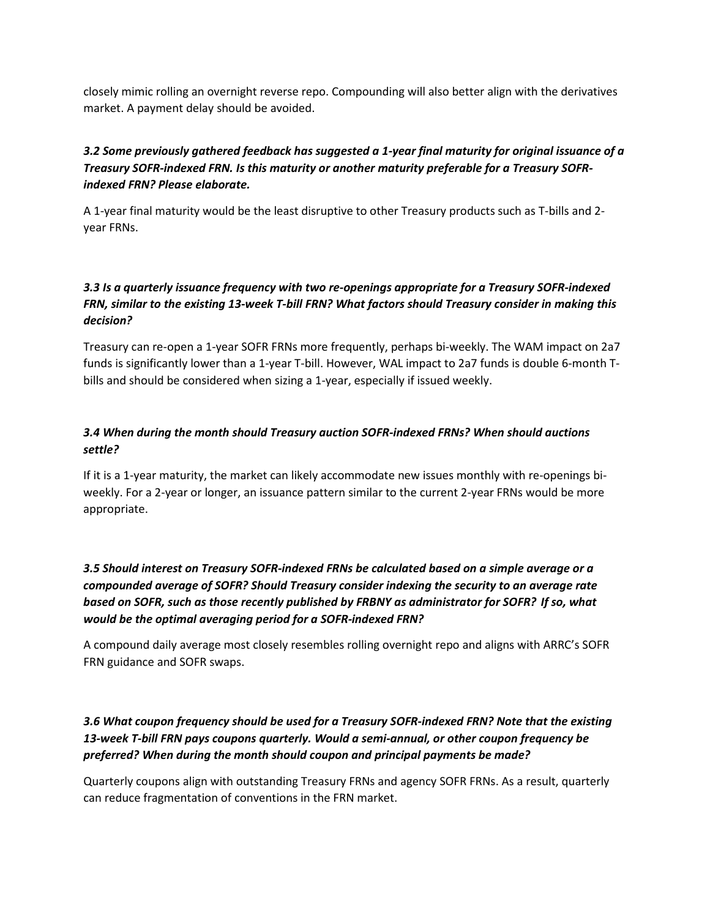closely mimic rolling an overnight reverse repo. Compounding will also better align with the derivatives market. A payment delay should be avoided.

***3.2 Some previously gathered feedback has suggested a 1-year final maturity for original issuance of a Treasury SOFR-indexed FRN. Is this maturity or another maturity preferable for a Treasury SOFR-indexed FRN? Please elaborate.***

A 1-year final maturity would be the least disruptive to other Treasury products such as T-bills and 2-year FRNs.

***3.3 Is a quarterly issuance frequency with two re-openings appropriate for a Treasury SOFR-indexed FRN, similar to the existing 13-week T-bill FRN? What factors should Treasury consider in making this decision?***

Treasury can re-open a 1-year SOFR FRNs more frequently, perhaps bi-weekly. The WAM impact on 2a7 funds is significantly lower than a 1-year T-bill. However, WAL impact to 2a7 funds is double 6-month T-bills and should be considered when sizing a 1-year, especially if issued weekly.

***3.4 When during the month should Treasury auction SOFR-indexed FRNs? When should auctions settle?***

If it is a 1-year maturity, the market can likely accommodate new issues monthly with re-openings bi-weekly. For a 2-year or longer, an issuance pattern similar to the current 2-year FRNs would be more appropriate.

***3.5 Should interest on Treasury SOFR-indexed FRNs be calculated based on a simple average or a compounded average of SOFR? Should Treasury consider indexing the security to an average rate based on SOFR, such as those recently published by FRBNY as administrator for SOFR? If so, what would be the optimal averaging period for a SOFR-indexed FRN?***

A compound daily average most closely resembles rolling overnight repo and aligns with ARRC's SOFR FRN guidance and SOFR swaps.

***3.6 What coupon frequency should be used for a Treasury SOFR-indexed FRN? Note that the existing 13-week T-bill FRN pays coupons quarterly. Would a semi-annual, or other coupon frequency be preferred? When during the month should coupon and principal payments be made?***

Quarterly coupons align with outstanding Treasury FRNs and agency SOFR FRNs. As a result, quarterly can reduce fragmentation of conventions in the FRN market.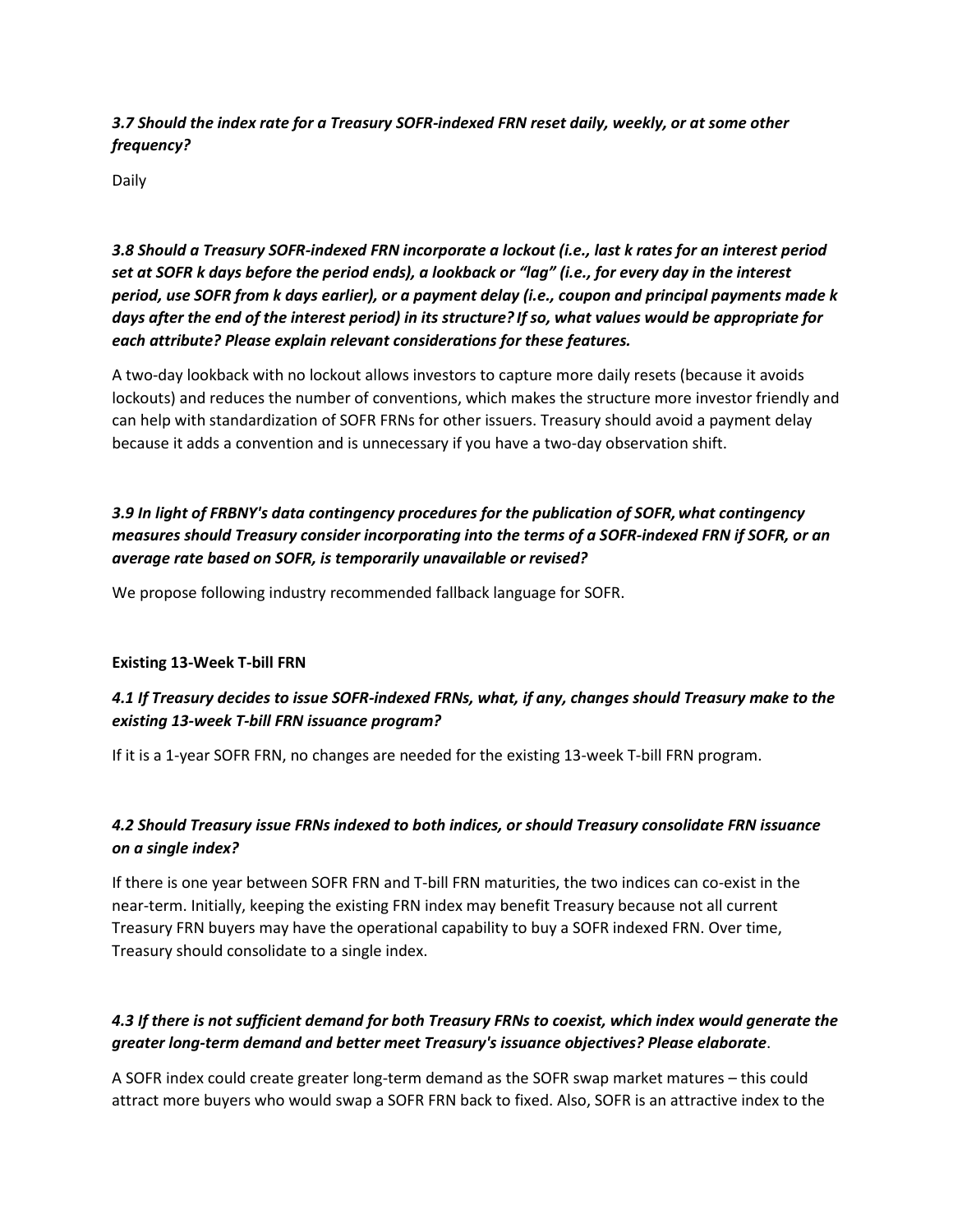*3.7 Should the index rate for a Treasury SOFR-indexed FRN reset daily, weekly, or at some other frequency?*

Daily

*3.8 Should a Treasury SOFR-indexed FRN incorporate a lockout (i.e., last k rates for an interest period set at SOFR k days before the period ends), a lookback or "lag" (i.e., for every day in the interest period, use SOFR from k days earlier), or a payment delay (i.e., coupon and principal payments made k days after the end of the interest period) in its structure? If so, what values would be appropriate for each attribute? Please explain relevant considerations for these features.*

A two-day lookback with no lockout allows investors to capture more daily resets (because it avoids lockouts) and reduces the number of conventions, which makes the structure more investor friendly and can help with standardization of SOFR FRNs for other issuers. Treasury should avoid a payment delay because it adds a convention and is unnecessary if you have a two-day observation shift.

*3.9 In light of FRBNY's data contingency procedures for the publication of SOFR, what contingency measures should Treasury consider incorporating into the terms of a SOFR-indexed FRN if SOFR, or an average rate based on SOFR, is temporarily unavailable or revised?*

We propose following industry recommended fallback language for SOFR.

**Existing 13-Week T-bill FRN**

*4.1 If Treasury decides to issue SOFR-indexed FRNs, what, if any, changes should Treasury make to the existing 13-week T-bill FRN issuance program?*

If it is a 1-year SOFR FRN, no changes are needed for the existing 13-week T-bill FRN program.

*4.2 Should Treasury issue FRNs indexed to both indices, or should Treasury consolidate FRN issuance on a single index?*

If there is one year between SOFR FRN and T-bill FRN maturities, the two indices can co-exist in the near-term. Initially, keeping the existing FRN index may benefit Treasury because not all current Treasury FRN buyers may have the operational capability to buy a SOFR indexed FRN. Over time, Treasury should consolidate to a single index.

*4.3 If there is not sufficient demand for both Treasury FRNs to coexist, which index would generate the greater long-term demand and better meet Treasury's issuance objectives? Please elaborate.*

A SOFR index could create greater long-term demand as the SOFR swap market matures – this could attract more buyers who would swap a SOFR FRN back to fixed. Also, SOFR is an attractive index to the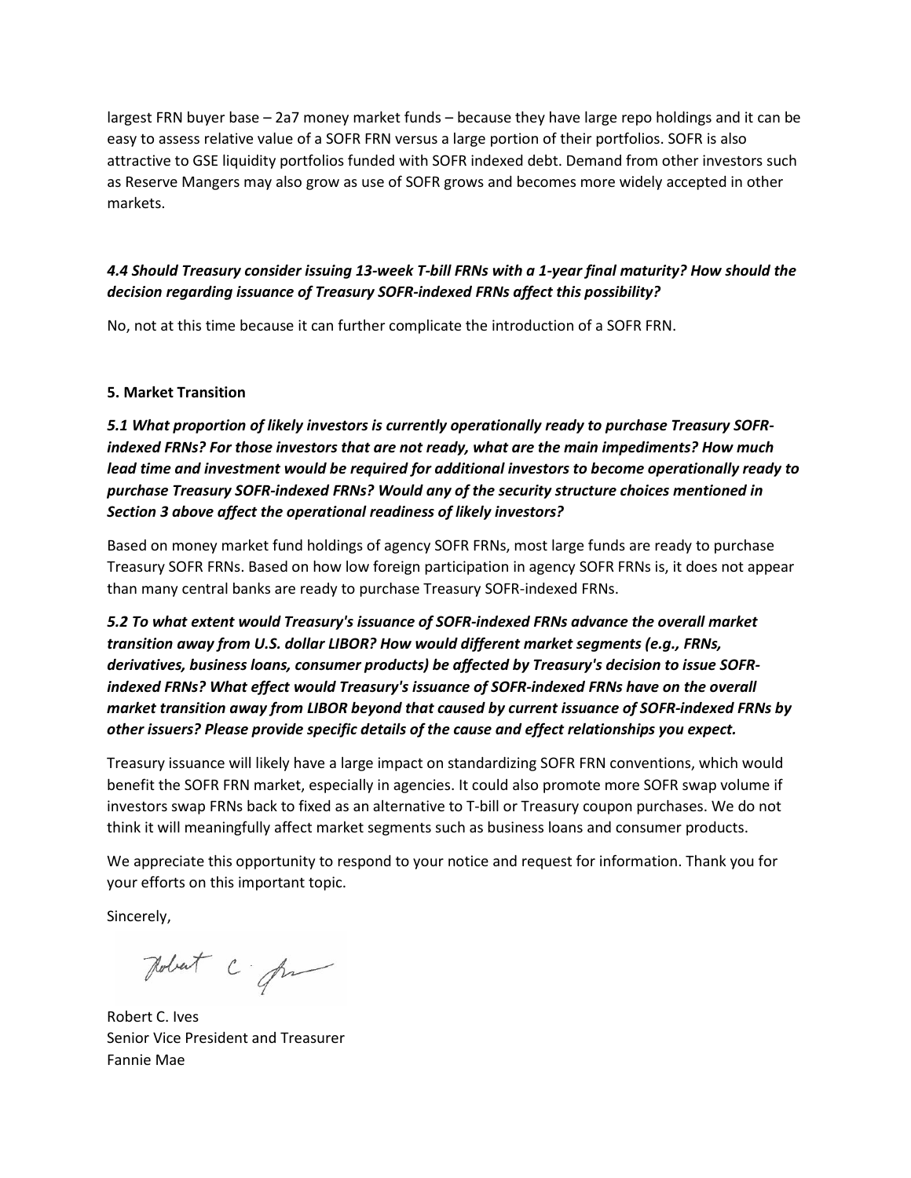largest FRN buyer base – 2a7 money market funds – because they have large repo holdings and it can be easy to assess relative value of a SOFR FRN versus a large portion of their portfolios. SOFR is also attractive to GSE liquidity portfolios funded with SOFR indexed debt. Demand from other investors such as Reserve Mangers may also grow as use of SOFR grows and becomes more widely accepted in other markets.

***4.4 Should Treasury consider issuing 13-week T-bill FRNs with a 1-year final maturity? How should the decision regarding issuance of Treasury SOFR-indexed FRNs affect this possibility?***

No, not at this time because it can further complicate the introduction of a SOFR FRN.

**5. Market Transition**

***5.1 What proportion of likely investors is currently operationally ready to purchase Treasury SOFR-indexed FRNs? For those investors that are not ready, what are the main impediments? How much lead time and investment would be required for additional investors to become operationally ready to purchase Treasury SOFR-indexed FRNs? Would any of the security structure choices mentioned in Section 3 above affect the operational readiness of likely investors?***

Based on money market fund holdings of agency SOFR FRNs, most large funds are ready to purchase Treasury SOFR FRNs. Based on how low foreign participation in agency SOFR FRNs is, it does not appear than many central banks are ready to purchase Treasury SOFR-indexed FRNs.

***5.2 To what extent would Treasury's issuance of SOFR-indexed FRNs advance the overall market transition away from U.S. dollar LIBOR? How would different market segments (e.g., FRNs, derivatives, business loans, consumer products) be affected by Treasury's decision to issue SOFR-indexed FRNs? What effect would Treasury's issuance of SOFR-indexed FRNs have on the overall market transition away from LIBOR beyond that caused by current issuance of SOFR-indexed FRNs by other issuers? Please provide specific details of the cause and effect relationships you expect.***

Treasury issuance will likely have a large impact on standardizing SOFR FRN conventions, which would benefit the SOFR FRN market, especially in agencies. It could also promote more SOFR swap volume if investors swap FRNs back to fixed as an alternative to T-bill or Treasury coupon purchases. We do not think it will meaningfully affect market segments such as business loans and consumer products.

We appreciate this opportunity to respond to your notice and request for information. Thank you for your efforts on this important topic.

Sincerely,

Robert C. Ives
Senior Vice President and Treasurer
Fannie Mae